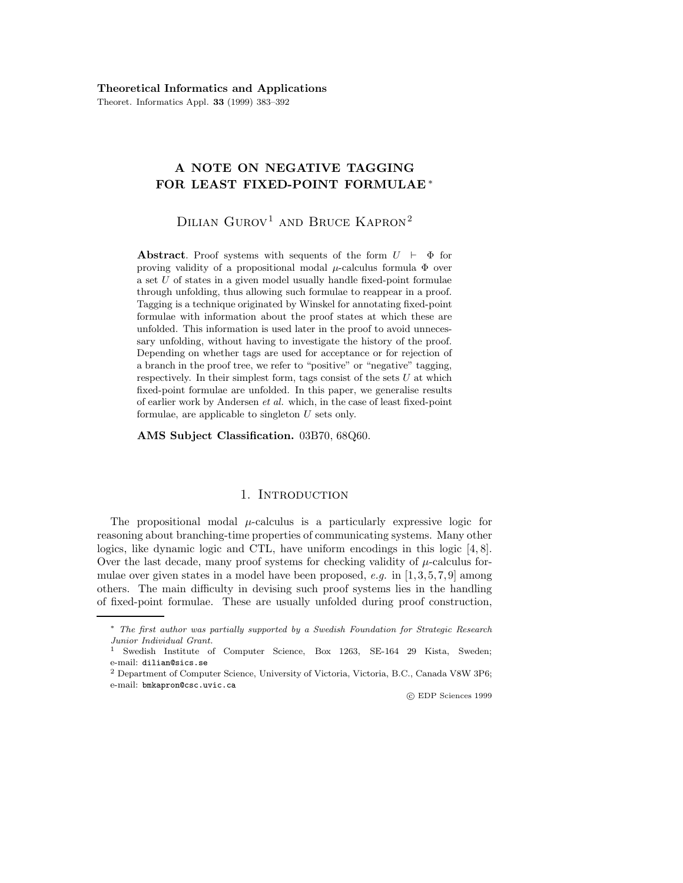# A NOTE ON NEGATIVE TAGGING FOR LEAST FIXED-POINT FORMULAE *

Dilian Gurov[1] and Bruce Kapron[2]

**Abstract**. Proof systems with sequents of the form $U \vdash \Phi$ for proving validity of a propositional modal $\mu$-calculus formula $\Phi$ over a set $U$ of states in a given model usually handle fixed-point formulae through unfolding, thus allowing such formulae to reappear in a proof. Tagging is a technique originated by Winskel for annotating fixed-point formulae with information about the proof states at which these are unfolded. This information is used later in the proof to avoid unnecessary unfolding, without having to investigate the history of the proof. Depending on whether tags are used for acceptance or for rejection of a branch in the proof tree, we refer to "positive" or "negative" tagging, respectively. In their simplest form, tags consist of the sets $U$ at which fixed-point formulae are unfolded. In this paper, we generalise results of earlier work by Andersen *et al.* which, in the case of least fixed-point formulae, are applicable to singleton $U$ sets only.

**AMS Subject Classification.** 03B70, 68Q60.

## 1. Introduction

The propositional modal $\mu$-calculus is a particularly expressive logic for reasoning about branching-time properties of communicating systems. Many other logics, like dynamic logic and CTL, have uniform encodings in this logic [4, 8]. Over the last decade, many proof systems for checking validity of $\mu$-calculus formulae over given states in a model have been proposed, *e.g.* in [1, 3, 5, 7, 9] among others. The main difficulty in devising such proof systems lies in the handling of fixed-point formulae. These are usually unfolded during proof construction,

---

\* *The first author was partially supported by a Swedish Foundation for Strategic Research Junior Individual Grant.*

[1] Swedish Institute of Computer Science, Box 1263, SE-164 29 Kista, Sweden; e-mail: dilian@sics.se

[2] Department of Computer Science, University of Victoria, Victoria, B.C., Canada V8W 3P6; e-mail: bmkapron@csc.uvic.ca

© EDP Sciences 1999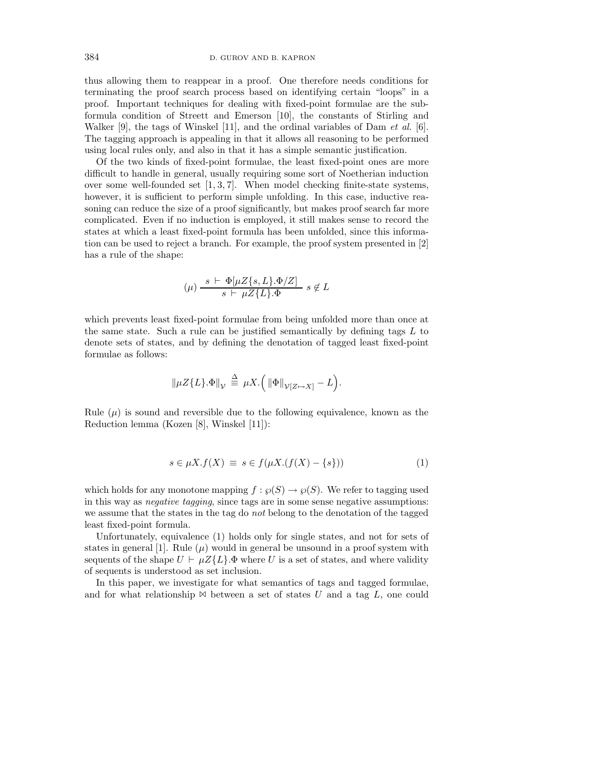thus allowing them to reappear in a proof. One therefore needs conditions for terminating the proof search process based on identifying certain "loops" in a proof. Important techniques for dealing with fixed-point formulae are the subformula condition of Streett and Emerson [10], the constants of Stirling and Walker [9], the tags of Winskel [11], and the ordinal variables of Dam *et al.* [6]. The tagging approach is appealing in that it allows all reasoning to be performed using local rules only, and also in that it has a simple semantic justification.

Of the two kinds of fixed-point formulae, the least fixed-point ones are more difficult to handle in general, usually requiring some sort of Noetherian induction over some well-founded set [1, 3, 7]. When model checking finite-state systems, however, it is sufficient to perform simple unfolding. In this case, inductive reasoning can reduce the size of a proof significantly, but makes proof search far more complicated. Even if no induction is employed, it still makes sense to record the states at which a least fixed-point formula has been unfolded, since this information can be used to reject a branch. For example, the proof system presented in [2] has a rule of the shape:

$$(\mu)\ \frac{s\ \vdash\ \Phi[\mu Z\{s, L\}.\Phi/Z]}{s\ \vdash\ \mu Z\{L\}.\Phi}\ s \notin L$$

which prevents least fixed-point formulae from being unfolded more than once at the same state. Such a rule can be justified semantically by defining tags $L$ to denote sets of states, and by defining the denotation of tagged least fixed-point formulae as follows:

$$\|\mu Z\{L\}.\Phi\|_{\mathcal{V}}\ \stackrel{\Delta}{=}\ \mu X.\Big(\ \|\Phi\|_{\mathcal{V}[Z\mapsto X]} - L\Big).$$

Rule $(\mu)$ is sound and reversible due to the following equivalence, known as the Reduction lemma (Kozen [8], Winskel [11]):

$$s \in \mu X.f(X)\ \equiv\ s \in f(\mu X.(f(X) - \{s\})) \tag{1}$$

which holds for any monotone mapping $f : \wp(S) \to \wp(S)$. We refer to tagging used in this way as *negative tagging*, since tags are in some sense negative assumptions: we assume that the states in the tag do *not* belong to the denotation of the tagged least fixed-point formula.

Unfortunately, equivalence (1) holds only for single states, and not for sets of states in general [1]. Rule $(\mu)$ would in general be unsound in a proof system with sequents of the shape $U\ \vdash\ \mu Z\{L\}.\Phi$ where $U$ is a set of states, and where validity of sequents is understood as set inclusion.

In this paper, we investigate for what semantics of tags and tagged formulae, and for what relationship $\bowtie$ between a set of states $U$ and a tag $L$, one could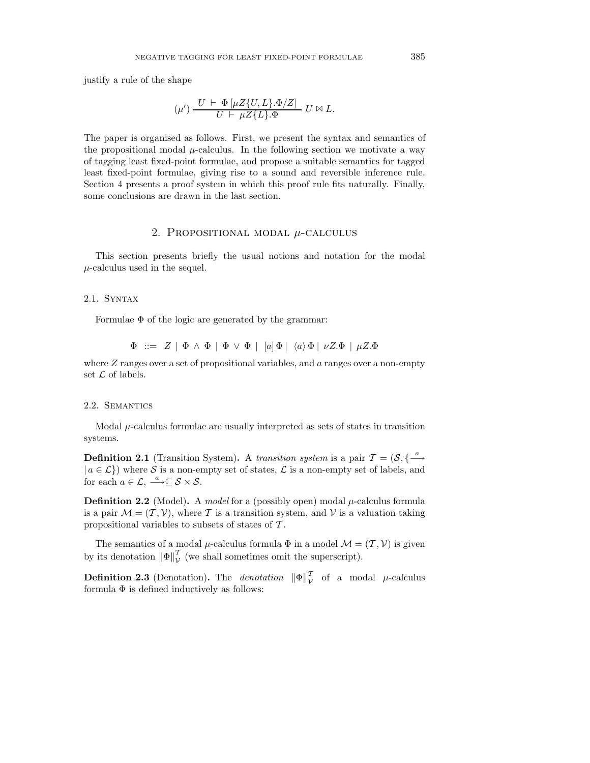justify a rule of the shape

$$(\mu')\ \frac{U\ \vdash\ \Phi\,[\mu Z\{U,L\}.\Phi/Z]}{U\ \vdash\ \mu Z\{L\}.\Phi}\ U \bowtie L.$$

The paper is organised as follows. First, we present the syntax and semantics of the propositional modal $\mu$-calculus. In the following section we motivate a way of tagging least fixed-point formulae, and propose a suitable semantics for tagged least fixed-point formulae, giving rise to a sound and reversible inference rule. Section 4 presents a proof system in which this proof rule fits naturally. Finally, some conclusions are drawn in the last section.

## 2. Propositional modal $\mu$-calculus

This section presents briefly the usual notions and notation for the modal $\mu$-calculus used in the sequel.

### 2.1. Syntax

Formulae $\Phi$ of the logic are generated by the grammar:

$$\Phi\ ::=\ Z\ |\ \Phi\ \wedge\ \Phi\ |\ \Phi\ \vee\ \Phi\ |\ \ [a]\,\Phi\ |\ \ \langle a\rangle\,\Phi\ |\ \nu Z.\Phi\ \ |\ \mu Z.\Phi$$

where $Z$ ranges over a set of propositional variables, and $a$ ranges over a non-empty set $\mathcal{L}$ of labels.

### 2.2. Semantics

Modal $\mu$-calculus formulae are usually interpreted as sets of states in transition systems.

**Definition 2.1** (Transition System)**.** A *transition system* is a pair $\mathcal{T} = (\mathcal{S}, \{\xrightarrow{a}\,|\, a \in \mathcal{L}\})$ where $\mathcal{S}$ is a non-empty set of states, $\mathcal{L}$ is a non-empty set of labels, and for each $a \in \mathcal{L}$, $\xrightarrow{a} \subseteq \mathcal{S} \times \mathcal{S}$.

**Definition 2.2** (Model)**.** A *model* for a (possibly open) modal $\mu$-calculus formula is a pair $\mathcal{M} = (\mathcal{T}, \mathcal{V})$, where $\mathcal{T}$ is a transition system, and $\mathcal{V}$ is a valuation taking propositional variables to subsets of states of $\mathcal{T}$.

The semantics of a modal $\mu$-calculus formula $\Phi$ in a model $\mathcal{M} = (\mathcal{T}, \mathcal{V})$ is given by its denotation $\|\Phi\|^{\mathcal{T}}_{\mathcal{V}}$ (we shall sometimes omit the superscript).

**Definition 2.3** (Denotation)**.** The *denotation* $\|\Phi\|^{\mathcal{T}}_{\mathcal{V}}$ of a modal $\mu$-calculus formula $\Phi$ is defined inductively as follows: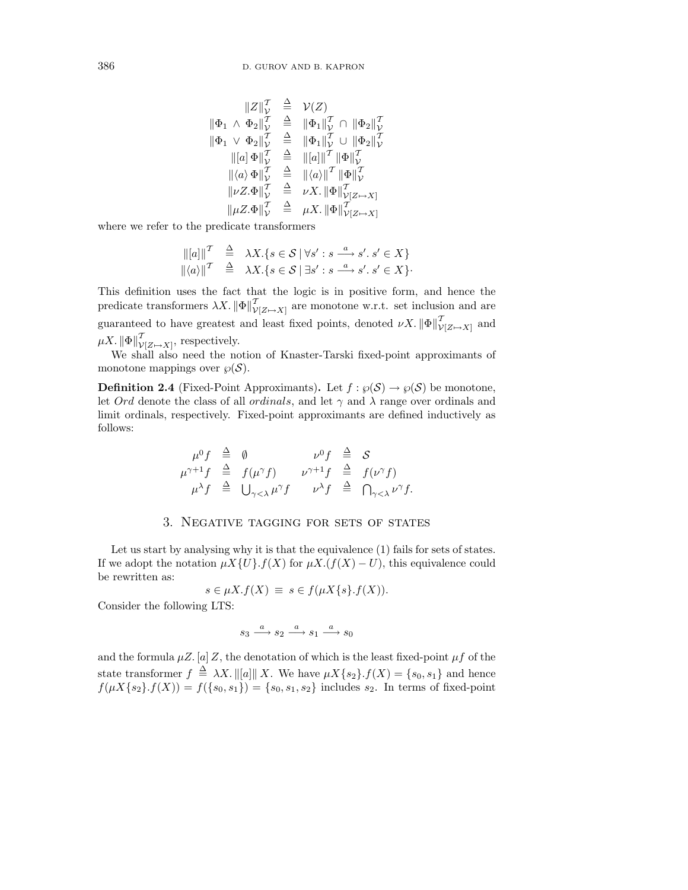$$
\begin{array}{rcl}
\|Z\|^{\mathcal{T}}_{\mathcal{V}} & \triangleq & \mathcal{V}(Z) \\
\|\Phi_1 \wedge \Phi_2\|^{\mathcal{T}}_{\mathcal{V}} & \triangleq & \|\Phi_1\|^{\mathcal{T}}_{\mathcal{V}} \cap \|\Phi_2\|^{\mathcal{T}}_{\mathcal{V}} \\
\|\Phi_1 \vee \Phi_2\|^{\mathcal{T}}_{\mathcal{V}} & \triangleq & \|\Phi_1\|^{\mathcal{T}}_{\mathcal{V}} \cup \|\Phi_2\|^{\mathcal{T}}_{\mathcal{V}} \\
\|[a]\,\Phi\|^{\mathcal{T}}_{\mathcal{V}} & \triangleq & \|[a]\|^{\mathcal{T}}\,\|\Phi\|^{\mathcal{T}}_{\mathcal{V}} \\
\|\langle a\rangle\,\Phi\|^{\mathcal{T}}_{\mathcal{V}} & \triangleq & \|\langle a\rangle\|^{\mathcal{T}}\,\|\Phi\|^{\mathcal{T}}_{\mathcal{V}} \\
\|\nu Z.\Phi\|^{\mathcal{T}}_{\mathcal{V}} & \triangleq & \nu X.\,\|\Phi\|^{\mathcal{T}}_{\mathcal{V}[Z\mapsto X]} \\
\|\mu Z.\Phi\|^{\mathcal{T}}_{\mathcal{V}} & \triangleq & \mu X.\,\|\Phi\|^{\mathcal{T}}_{\mathcal{V}[Z\mapsto X]}
\end{array}
$$

where we refer to the predicate transformers

$$
\begin{array}{rcl}
\|[a]\|^{\mathcal{T}} & \triangleq & \lambda X.\{s \in \mathcal{S} \mid \forall s' : s \xrightarrow{a} s'.\ s' \in X\} \\
\|\langle a\rangle\|^{\mathcal{T}} & \triangleq & \lambda X.\{s \in \mathcal{S} \mid \exists s' : s \xrightarrow{a} s'.\ s' \in X\}.
\end{array}
$$

This definition uses the fact that the logic is in positive form, and hence the predicate transformers $\lambda X.\,\|\Phi\|^{\mathcal{T}}_{\mathcal{V}[Z\mapsto X]}$ are monotone w.r.t. set inclusion and are guaranteed to have greatest and least fixed points, denoted $\nu X.\,\|\Phi\|^{\mathcal{T}}_{\mathcal{V}[Z\mapsto X]}$ and $\mu X.\,\|\Phi\|^{\mathcal{T}}_{\mathcal{V}[Z\mapsto X]}$, respectively.

We shall also need the notion of Knaster-Tarski fixed-point approximants of monotone mappings over $\wp(\mathcal{S})$.

**Definition 2.4** (Fixed-Point Approximants)**.** Let $f : \wp(\mathcal{S}) \to \wp(\mathcal{S})$ be monotone, let *Ord* denote the class of all *ordinals*, and let $\gamma$ and $\lambda$ range over ordinals and limit ordinals, respectively. Fixed-point approximants are defined inductively as follows:

$$
\begin{array}{rclcrcl}
\mu^0 f & \triangleq & \emptyset & \qquad & \nu^0 f & \triangleq & \mathcal{S} \\
\mu^{\gamma+1} f & \triangleq & f(\mu^\gamma f) & & \nu^{\gamma+1} f & \triangleq & f(\nu^\gamma f) \\
\mu^\lambda f & \triangleq & \bigcup_{\gamma<\lambda} \mu^\gamma f & & \nu^\lambda f & \triangleq & \bigcap_{\gamma<\lambda} \nu^\gamma f.
\end{array}
$$

## 3. Negative tagging for sets of states

Let us start by analysing why it is that the equivalence (1) fails for sets of states. If we adopt the notation $\mu X\{U\}.f(X)$ for $\mu X.(f(X) - U)$, this equivalence could be rewritten as:

$$
s \in \mu X.f(X) \;\equiv\; s \in f(\mu X\{s\}.f(X)).
$$

Consider the following LTS:

$$
s_3 \xrightarrow{a} s_2 \xrightarrow{a} s_1 \xrightarrow{a} s_0
$$

and the formula $\mu Z.\,[a]\,Z$, the denotation of which is the least fixed-point $\mu f$ of the state transformer $f \triangleq \lambda X.\,\|[a]\|\,X$. We have $\mu X\{s_2\}.f(X) = \{s_0, s_1\}$ and hence $f(\mu X\{s_2\}.f(X)) = f(\{s_0, s_1\}) = \{s_0, s_1, s_2\}$ includes $s_2$. In terms of fixed-point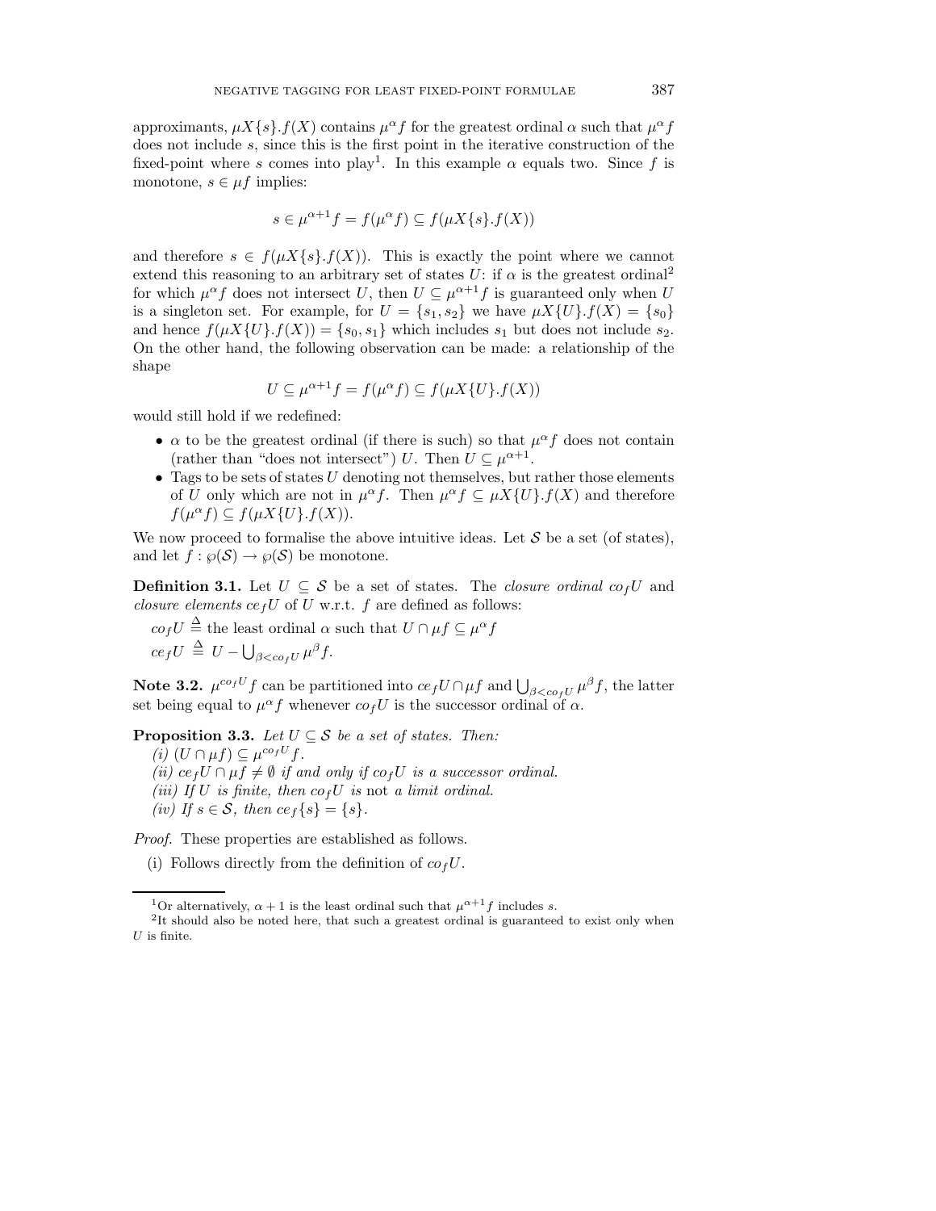approximants, $\mu X\{s\}.f(X)$ contains $\mu^\alpha f$ for the greatest ordinal $\alpha$ such that $\mu^\alpha f$ does not include $s$, since this is the first point in the iterative construction of the fixed-point where $s$ comes into play[1]. In this example $\alpha$ equals two. Since $f$ is monotone, $s \in \mu f$ implies:

$$s \in \mu^{\alpha+1} f = f(\mu^\alpha f) \subseteq f(\mu X\{s\}.f(X))$$

and therefore $s \in f(\mu X\{s\}.f(X))$. This is exactly the point where we cannot extend this reasoning to an arbitrary set of states $U$: if $\alpha$ is the greatest ordinal[2] for which $\mu^\alpha f$ does not intersect $U$, then $U \subseteq \mu^{\alpha+1} f$ is guaranteed only when $U$ is a singleton set. For example, for $U = \{s_1, s_2\}$ we have $\mu X\{U\}.f(X) = \{s_0\}$ and hence $f(\mu X\{U\}.f(X)) = \{s_0, s_1\}$ which includes $s_1$ but does not include $s_2$. On the other hand, the following observation can be made: a relationship of the shape

$$U \subseteq \mu^{\alpha+1} f = f(\mu^\alpha f) \subseteq f(\mu X\{U\}.f(X))$$

would still hold if we redefined:

- $\alpha$ to be the greatest ordinal (if there is such) so that $\mu^\alpha f$ does not contain (rather than "does not intersect") $U$. Then $U \subseteq \mu^{\alpha+1}$.
- Tags to be sets of states $U$ denoting not themselves, but rather those elements of $U$ only which are not in $\mu^\alpha f$. Then $\mu^\alpha f \subseteq \mu X\{U\}.f(X)$ and therefore $f(\mu^\alpha f) \subseteq f(\mu X\{U\}.f(X))$.

We now proceed to formalise the above intuitive ideas. Let $\mathcal{S}$ be a set (of states), and let $f : \wp(\mathcal{S}) \to \wp(\mathcal{S})$ be monotone.

**Definition 3.1.** Let $U \subseteq \mathcal{S}$ be a set of states. The *closure ordinal* $co_f U$ and *closure elements* $ce_f U$ of $U$ w.r.t. $f$ are defined as follows:

$co_f U \stackrel{\Delta}{=}$ the least ordinal $\alpha$ such that $U \cap \mu f \subseteq \mu^\alpha f$

$ce_f U \stackrel{\Delta}{=} U - \bigcup_{\beta < co_f U} \mu^\beta f$.

**Note 3.2.** $\mu^{co_f U} f$ can be partitioned into $ce_f U \cap \mu f$ and $\bigcup_{\beta < co_f U} \mu^\beta f$, the latter set being equal to $\mu^\alpha f$ whenever $co_f U$ is the successor ordinal of $\alpha$.

**Proposition 3.3.** *Let $U \subseteq \mathcal{S}$ be a set of states. Then:*

*(i) $(U \cap \mu f) \subseteq \mu^{co_f U} f$.*

*(ii) $ce_f U \cap \mu f \neq \emptyset$ if and only if $co_f U$ is a successor ordinal.*

*(iii) If $U$ is finite, then $co_f U$ is* not *a limit ordinal.*

*(iv) If $s \in \mathcal{S}$, then $ce_f\{s\} = \{s\}$.*

*Proof.* These properties are established as follows.

(i) Follows directly from the definition of $co_f U$.

---

[1] Or alternatively, $\alpha + 1$ is the least ordinal such that $\mu^{\alpha+1} f$ includes $s$.

[2] It should also be noted here, that such a greatest ordinal is guaranteed to exist only when $U$ is finite.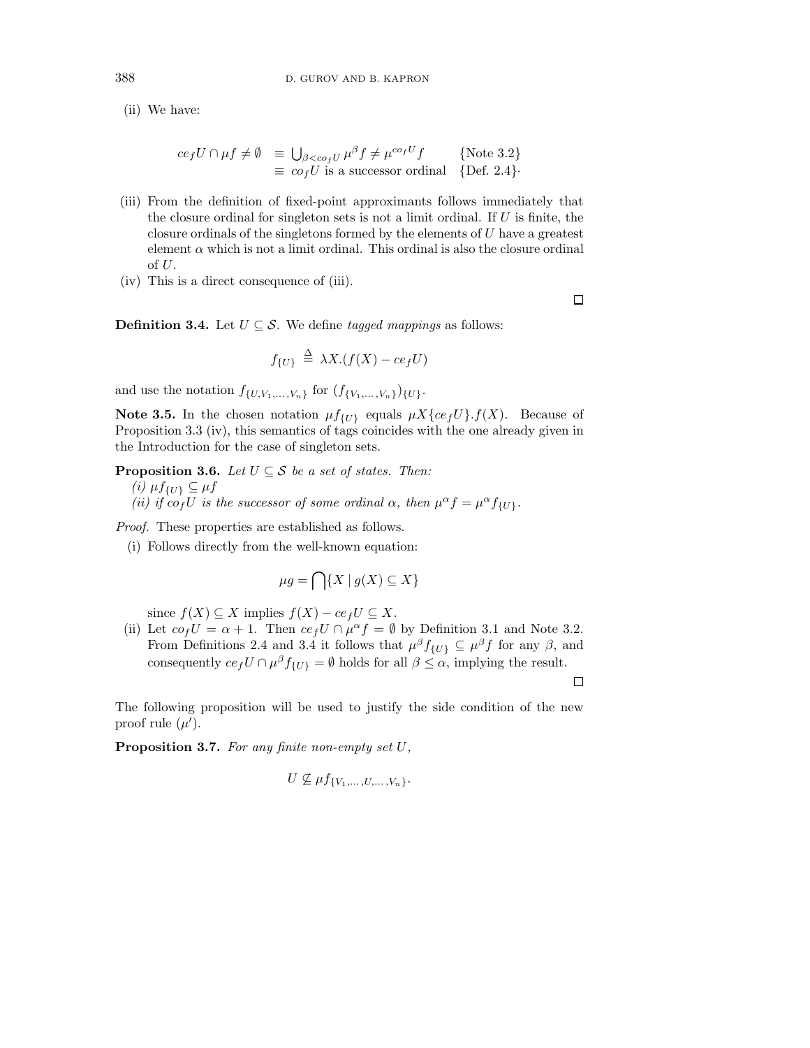(ii) We have:

$$
\begin{aligned}
ce_f U \cap \mu f \neq \emptyset \;\; &\equiv \; \bigcup_{\beta < co_f U} \mu^\beta f \neq \mu^{co_f U} f \qquad \{\text{Note 3.2}\} \\
&\equiv \; co_f U \text{ is a successor ordinal} \quad \{\text{Def. 2.4}\}\cdot
\end{aligned}
$$

(iii) From the definition of fixed-point approximants follows immediately that the closure ordinal for singleton sets is not a limit ordinal. If $U$ is finite, the closure ordinals of the singletons formed by the elements of $U$ have a greatest element $\alpha$ which is not a limit ordinal. This ordinal is also the closure ordinal of $U$.

(iv) This is a direct consequence of (iii).

□

**Definition 3.4.** Let $U \subseteq \mathcal{S}$. We define *tagged mappings* as follows:

$$
f_{\{U\}} \;\stackrel{\Delta}{=}\; \lambda X.(f(X) - ce_f U)
$$

and use the notation $f_{\{U, V_1, \ldots, V_n\}}$ for $(f_{\{V_1, \ldots, V_n\}})_{\{U\}}$.

**Note 3.5.** In the chosen notation $\mu f_{\{U\}}$ equals $\mu X\{ce_f U\}.f(X)$. Because of Proposition 3.3 (iv), this semantics of tags coincides with the one already given in the Introduction for the case of singleton sets.

**Proposition 3.6.** *Let $U \subseteq \mathcal{S}$ be a set of states. Then:*
*(i) $\mu f_{\{U\}} \subseteq \mu f$*
*(ii) if $co_f U$ is the successor of some ordinal $\alpha$, then $\mu^\alpha f = \mu^\alpha f_{\{U\}}$.*

*Proof.* These properties are established as follows.

(i) Follows directly from the well-known equation:

$$
\mu g = \bigcap \{X \mid g(X) \subseteq X\}
$$

since $f(X) \subseteq X$ implies $f(X) - ce_f U \subseteq X$.

(ii) Let $co_f U = \alpha + 1$. Then $ce_f U \cap \mu^\alpha f = \emptyset$ by Definition 3.1 and Note 3.2. From Definitions 2.4 and 3.4 it follows that $\mu^\beta f_{\{U\}} \subseteq \mu^\beta f$ for any $\beta$, and consequently $ce_f U \cap \mu^\beta f_{\{U\}} = \emptyset$ holds for all $\beta \leq \alpha$, implying the result.

□

The following proposition will be used to justify the side condition of the new proof rule $(\mu')$.

**Proposition 3.7.** *For any finite non-empty set $U$,*

$$
U \not\subseteq \mu f_{\{V_1, \ldots, U, \ldots, V_n\}}.
$$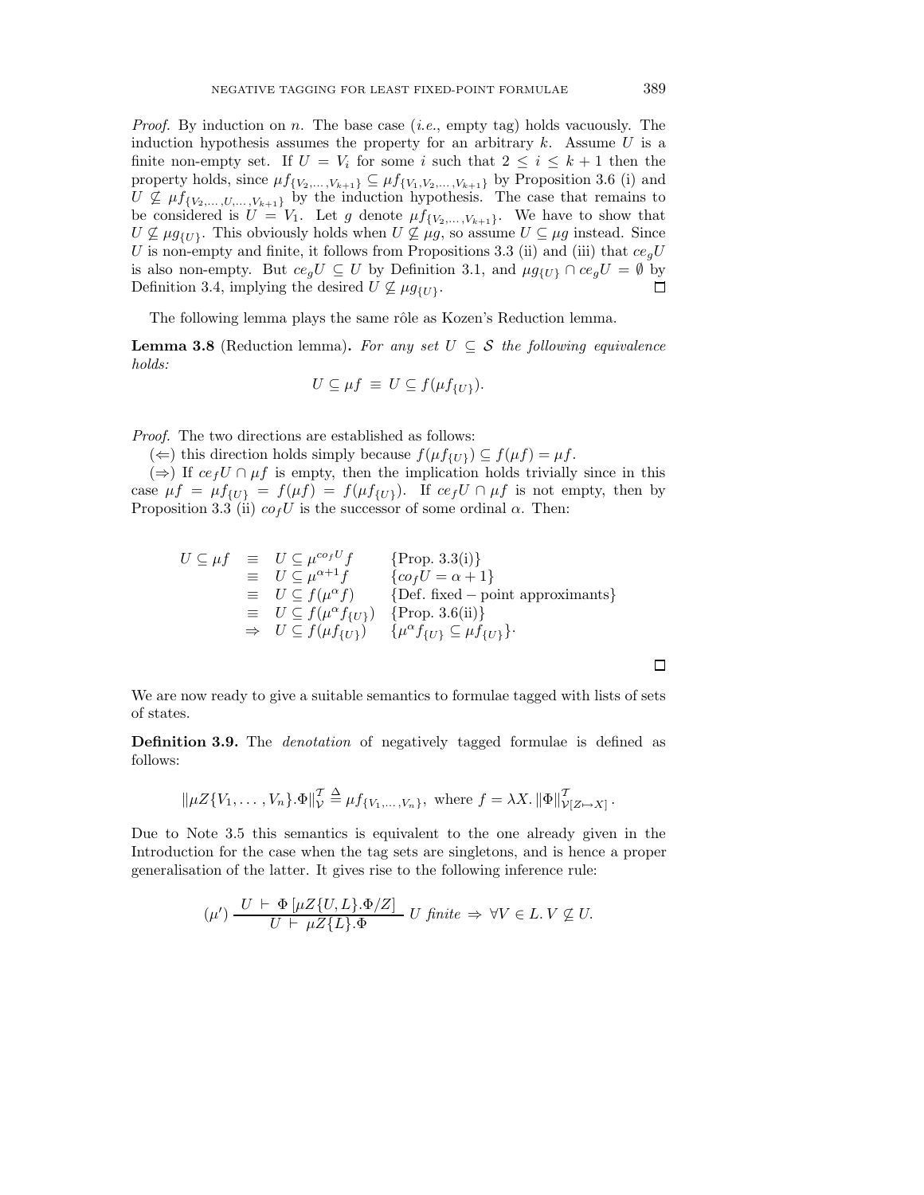*Proof.* By induction on $n$. The base case (*i.e.*, empty tag) holds vacuously. The induction hypothesis assumes the property for an arbitrary $k$. Assume $U$ is a finite non-empty set. If $U = V_i$ for some $i$ such that $2 \leq i \leq k+1$ then the property holds, since $\mu f_{\{V_2,\dots,V_{k+1}\}} \subseteq \mu f_{\{V_1,V_2,\dots,V_{k+1}\}}$ by Proposition 3.6 (i) and $U \not\subseteq \mu f_{\{V_2,\dots,U,\dots,V_{k+1}\}}$ by the induction hypothesis. The case that remains to be considered is $U = V_1$. Let $g$ denote $\mu f_{\{V_2,\dots,V_{k+1}\}}$. We have to show that $U \not\subseteq \mu g_{\{U\}}$. This obviously holds when $U \not\subseteq \mu g$, so assume $U \subseteq \mu g$ instead. Since $U$ is non-empty and finite, it follows from Propositions 3.3 (ii) and (iii) that $ce_g U$ is also non-empty. But $ce_g U \subseteq U$ by Definition 3.1, and $\mu g_{\{U\}} \cap ce_g U = \emptyset$ by Definition 3.4, implying the desired $U \not\subseteq \mu g_{\{U\}}$. ☐

The following lemma plays the same rôle as Kozen's Reduction lemma.

**Lemma 3.8** (Reduction lemma)**.** *For any set $U \subseteq \mathcal{S}$ the following equivalence holds:*

$$U \subseteq \mu f \;\equiv\; U \subseteq f(\mu f_{\{U\}}).$$

*Proof.* The two directions are established as follows:

($\Leftarrow$) this direction holds simply because $f(\mu f_{\{U\}}) \subseteq f(\mu f) = \mu f$.

($\Rightarrow$) If $ce_f U \cap \mu f$ is empty, then the implication holds trivially since in this case $\mu f = \mu f_{\{U\}} = f(\mu f) = f(\mu f_{\{U\}})$. If $ce_f U \cap \mu f$ is not empty, then by Proposition 3.3 (ii) $co_f U$ is the successor of some ordinal $\alpha$. Then:

$$\begin{array}{llll}
U \subseteq \mu f & \equiv & U \subseteq \mu^{co_f U} f & \{\text{Prop. 3.3(i)}\} \\
 & \equiv & U \subseteq \mu^{\alpha+1} f & \{co_f U = \alpha + 1\} \\
 & \equiv & U \subseteq f(\mu^{\alpha} f) & \{\text{Def. fixed}-\text{point approximants}\} \\
 & \equiv & U \subseteq f(\mu^{\alpha} f_{\{U\}}) & \{\text{Prop. 3.6(ii)}\} \\
 & \Rightarrow & U \subseteq f(\mu f_{\{U\}}) & \{\mu^{\alpha} f_{\{U\}} \subseteq \mu f_{\{U\}}\}.
\end{array}$$

☐

We are now ready to give a suitable semantics to formulae tagged with lists of sets of states.

**Definition 3.9.** The *denotation* of negatively tagged formulae is defined as follows:

$$\|\mu Z\{V_1,\dots,V_n\}.\Phi\|_{\mathcal{V}}^{\mathcal{T}} \triangleq \mu f_{\{V_1,\dots,V_n\}}, \text{ where } f = \lambda X.\, \|\Phi\|_{\mathcal{V}[Z\mapsto X]}^{\mathcal{T}}.$$

Due to Note 3.5 this semantics is equivalent to the one already given in the Introduction for the case when the tag sets are singletons, and is hence a proper generalisation of the latter. It gives rise to the following inference rule:

$$(\mu')\ \frac{U \vdash \Phi\,[\mu Z\{U,L\}.\Phi/Z]}{U \vdash \mu Z\{L\}.\Phi}\ U \textit{ finite} \Rightarrow \forall V \in L.\, V \not\subseteq U.$$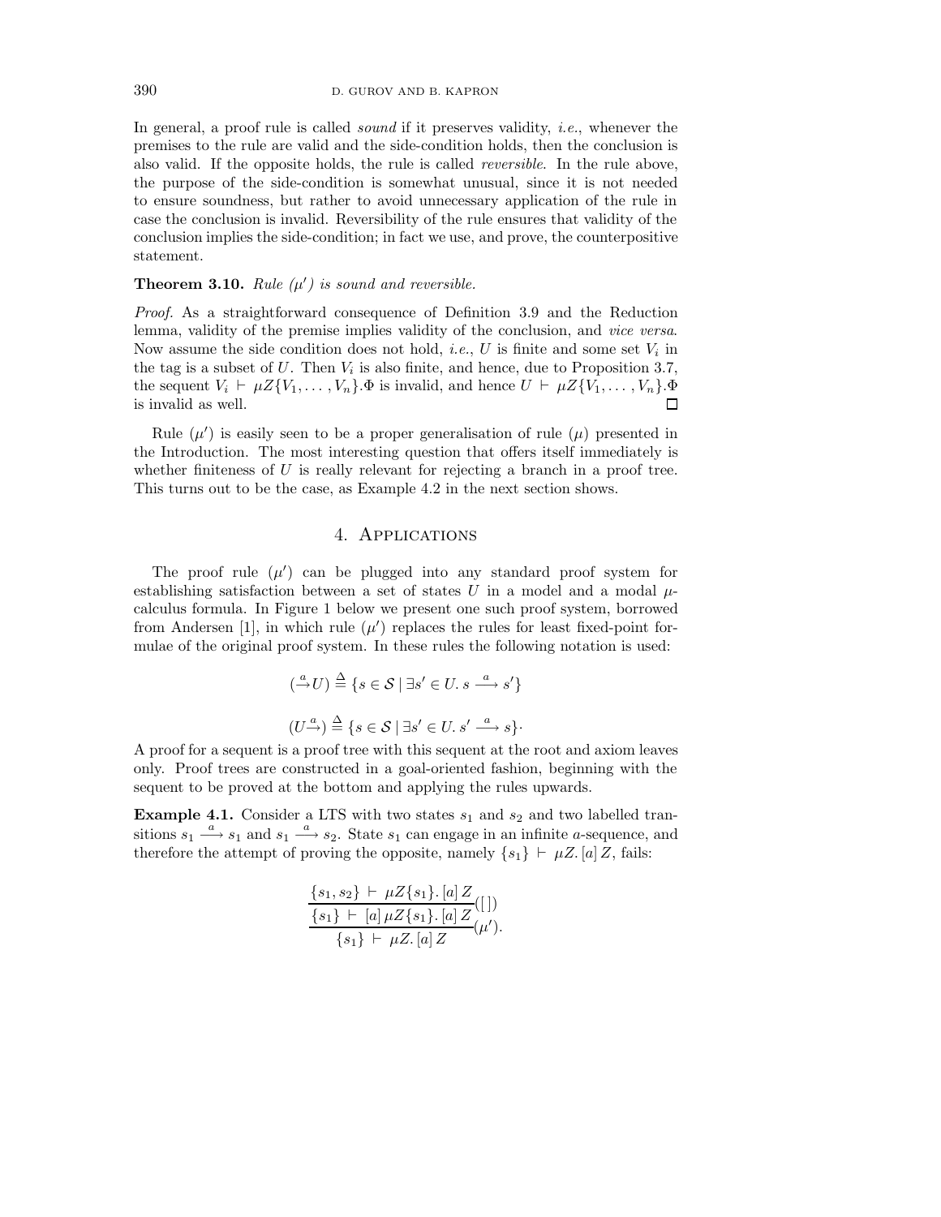In general, a proof rule is called *sound* if it preserves validity, *i.e.*, whenever the premises to the rule are valid and the side-condition holds, then the conclusion is also valid. If the opposite holds, the rule is called *reversible*. In the rule above, the purpose of the side-condition is somewhat unusual, since it is not needed to ensure soundness, but rather to avoid unnecessary application of the rule in case the conclusion is invalid. Reversibility of the rule ensures that validity of the conclusion implies the side-condition; in fact we use, and prove, the counterpositive statement.

**Theorem 3.10.** *Rule* $(\mu')$ *is sound and reversible.*

*Proof.* As a straightforward consequence of Definition 3.9 and the Reduction lemma, validity of the premise implies validity of the conclusion, and *vice versa*. Now assume the side condition does not hold, *i.e.*, $U$ is finite and some set $V_i$ in the tag is a subset of $U$. Then $V_i$ is also finite, and hence, due to Proposition 3.7, the sequent $V_i \vdash \mu Z\{V_1, \ldots, V_n\}.\Phi$ is invalid, and hence $U \vdash \mu Z\{V_1, \ldots, V_n\}.\Phi$ is invalid as well. ∎

Rule $(\mu')$ is easily seen to be a proper generalisation of rule $(\mu)$ presented in the Introduction. The most interesting question that offers itself immediately is whether finiteness of $U$ is really relevant for rejecting a branch in a proof tree. This turns out to be the case, as Example 4.2 in the next section shows.

## 4. Applications

The proof rule $(\mu')$ can be plugged into any standard proof system for establishing satisfaction between a set of states $U$ in a model and a modal $\mu$-calculus formula. In Figure 1 below we present one such proof system, borrowed from Andersen [1], in which rule $(\mu')$ replaces the rules for least fixed-point formulae of the original proof system. In these rules the following notation is used:

$$(\stackrel{a}{\rightarrow} U) \stackrel{\Delta}{=} \{s \in \mathcal{S} \mid \exists s' \in U.\, s \stackrel{a}{\longrightarrow} s'\}$$

$$(U \stackrel{a}{\rightarrow}) \stackrel{\Delta}{=} \{s \in \mathcal{S} \mid \exists s' \in U.\, s' \stackrel{a}{\longrightarrow} s\}.$$

A proof for a sequent is a proof tree with this sequent at the root and axiom leaves only. Proof trees are constructed in a goal-oriented fashion, beginning with the sequent to be proved at the bottom and applying the rules upwards.

**Example 4.1.** Consider a LTS with two states $s_1$ and $s_2$ and two labelled transitions $s_1 \stackrel{a}{\longrightarrow} s_1$ and $s_1 \stackrel{a}{\longrightarrow} s_2$. State $s_1$ can engage in an infinite $a$-sequence, and therefore the attempt of proving the opposite, namely $\{s_1\} \vdash \mu Z.\,[a]\,Z$, fails:

$$\cfrac{\cfrac{\{s_1, s_2\} \vdash \mu Z\{s_1\}.\,[a]\,Z}{\{s_1\} \vdash [a]\,\mu Z\{s_1\}.\,[a]\,Z}([\,])}{\{s_1\} \vdash \mu Z.\,[a]\,Z}(\mu').$$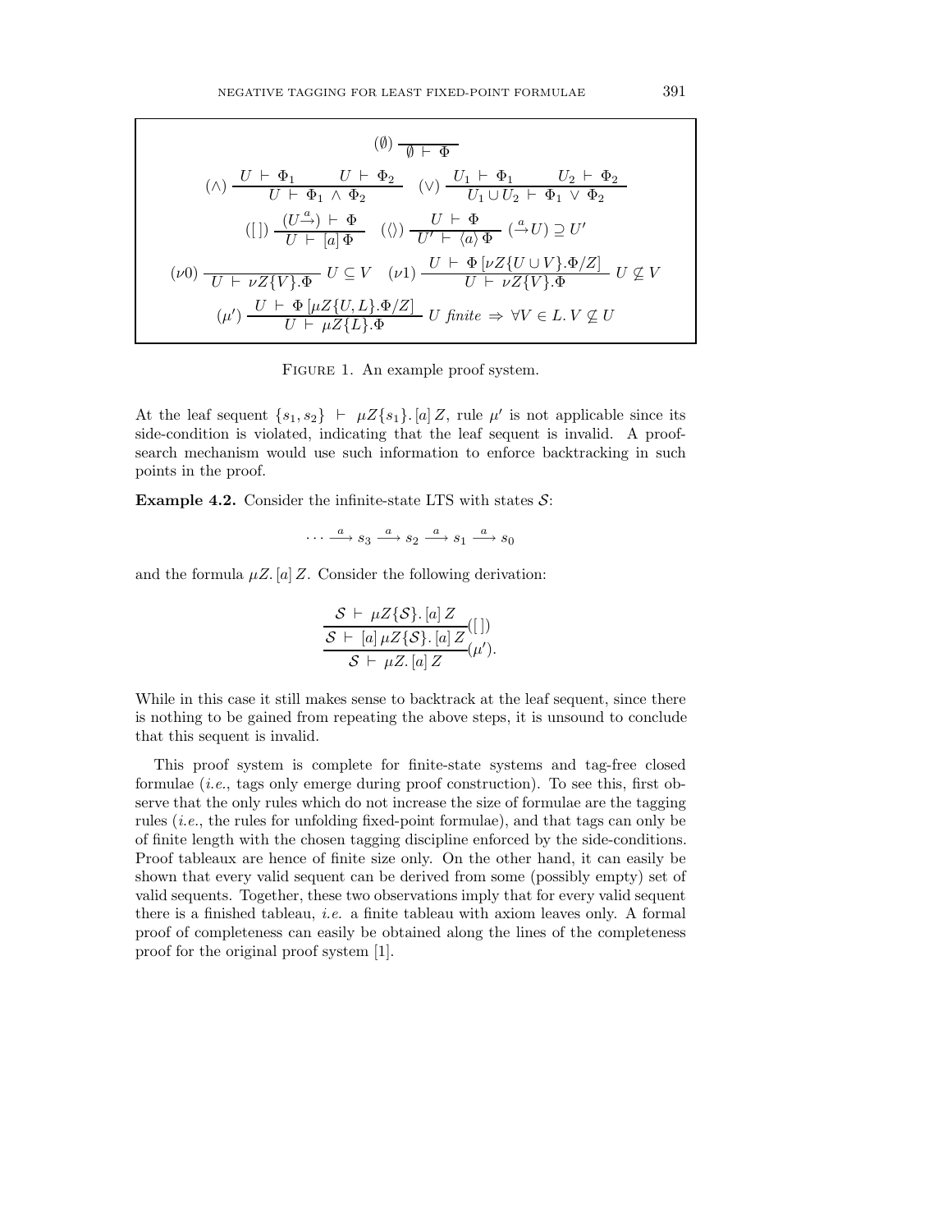$$(\emptyset)\ \frac{}{\emptyset \vdash \Phi}$$

$$(\wedge)\ \frac{U \vdash \Phi_1 \qquad U \vdash \Phi_2}{U \vdash \Phi_1 \wedge \Phi_2} \quad (\vee)\ \frac{U_1 \vdash \Phi_1 \qquad U_2 \vdash \Phi_2}{U_1 \cup U_2 \vdash \Phi_1 \vee \Phi_2}$$

$$([\,])\ \frac{(U\xrightarrow{a}) \vdash \Phi}{U \vdash [a]\,\Phi} \quad (\langle\rangle)\ \frac{U \vdash \Phi}{U' \vdash \langle a\rangle\,\Phi}\ (\xrightarrow{a}U) \supseteq U'$$

$$(\nu 0)\ \frac{}{U \vdash \nu Z\{V\}.\Phi}\ U \subseteq V \quad (\nu 1)\ \frac{U \vdash \Phi\,[\nu Z\{U \cup V\}.\Phi/Z]}{U \vdash \nu Z\{V\}.\Phi}\ U \not\subseteq V$$

$$(\mu')\ \frac{U \vdash \Phi\,[\mu Z\{U, L\}.\Phi/Z]}{U \vdash \mu Z\{L\}.\Phi}\ U \text{ finite} \Rightarrow \forall V \in L.\, V \not\subseteq U$$

Figure 1. An example proof system.

At the leaf sequent $\{s_1, s_2\} \vdash \mu Z\{s_1\}.\,[a]\,Z$, rule $\mu'$ is not applicable since its side-condition is violated, indicating that the leaf sequent is invalid. A proof-search mechanism would use such information to enforce backtracking in such points in the proof.

**Example 4.2.** Consider the infinite-state LTS with states $\mathcal{S}$:

$$\cdots \xrightarrow{a} s_3 \xrightarrow{a} s_2 \xrightarrow{a} s_1 \xrightarrow{a} s_0$$

and the formula $\mu Z.\,[a]\,Z$. Consider the following derivation:

$$\cfrac{\cfrac{\mathcal{S} \vdash \mu Z\{\mathcal{S}\}.\,[a]\,Z}{\mathcal{S} \vdash [a]\,\mu Z\{\mathcal{S}\}.\,[a]\,Z}([\,])}{\mathcal{S} \vdash \mu Z.\,[a]\,Z}(\mu').$$

While in this case it still makes sense to backtrack at the leaf sequent, since there is nothing to be gained from repeating the above steps, it is unsound to conclude that this sequent is invalid.

This proof system is complete for finite-state systems and tag-free closed formulae (*i.e.*, tags only emerge during proof construction). To see this, first observe that the only rules which do not increase the size of formulae are the tagging rules (*i.e.*, the rules for unfolding fixed-point formulae), and that tags can only be of finite length with the chosen tagging discipline enforced by the side-conditions. Proof tableaux are hence of finite size only. On the other hand, it can easily be shown that every valid sequent can be derived from some (possibly empty) set of valid sequents. Together, these two observations imply that for every valid sequent there is a finished tableau, *i.e.* a finite tableau with axiom leaves only. A formal proof of completeness can easily be obtained along the lines of the completeness proof for the original proof system [1].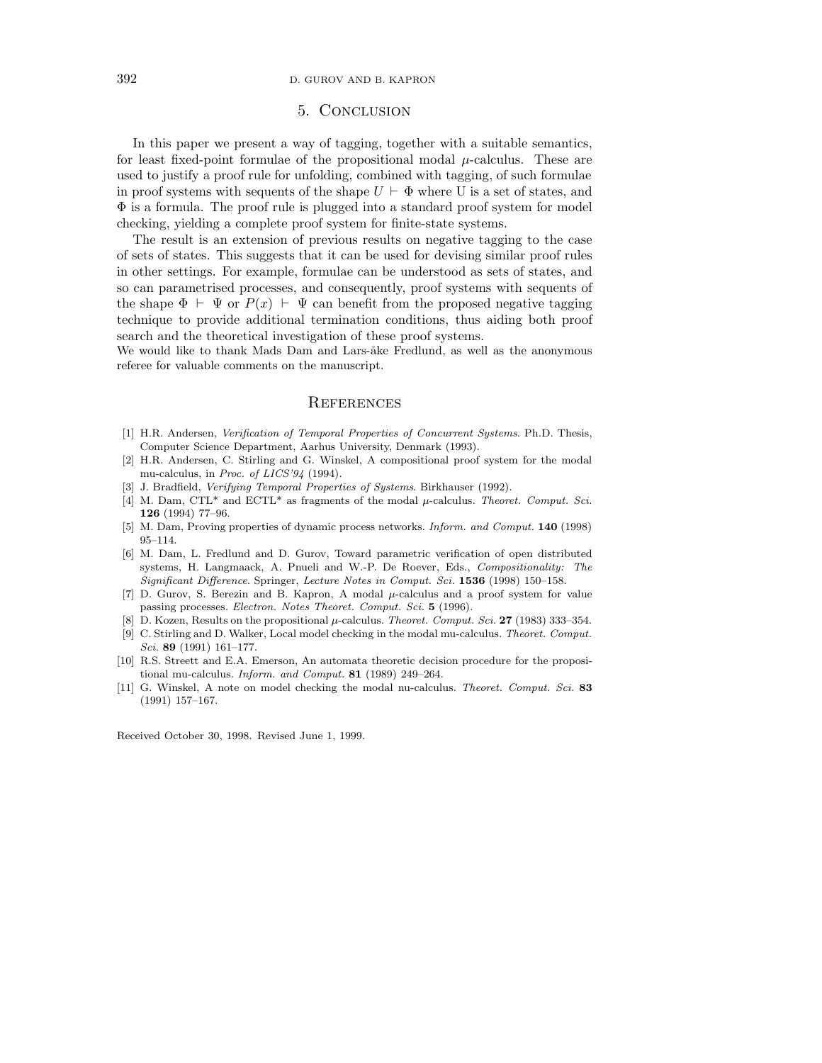## 5. Conclusion

In this paper we present a way of tagging, together with a suitable semantics, for least fixed-point formulae of the propositional modal $\mu$-calculus. These are used to justify a proof rule for unfolding, combined with tagging, of such formulae in proof systems with sequents of the shape $U \vdash \Phi$ where U is a set of states, and $\Phi$ is a formula. The proof rule is plugged into a standard proof system for model checking, yielding a complete proof system for finite-state systems.

The result is an extension of previous results on negative tagging to the case of sets of states. This suggests that it can be used for devising similar proof rules in other settings. For example, formulae can be understood as sets of states, and so can parametrised processes, and consequently, proof systems with sequents of the shape $\Phi \vdash \Psi$ or $P(x) \vdash \Psi$ can benefit from the proposed negative tagging technique to provide additional termination conditions, thus aiding both proof search and the theoretical investigation of these proof systems.

We would like to thank Mads Dam and Lars-åke Fredlund, as well as the anonymous referee for valuable comments on the manuscript.

## References

[1] H.R. Andersen, *Verification of Temporal Properties of Concurrent Systems*. Ph.D. Thesis, Computer Science Department, Aarhus University, Denmark (1993).

[2] H.R. Andersen, C. Stirling and G. Winskel, A compositional proof system for the modal mu-calculus, in *Proc. of LICS'94* (1994).

[3] J. Bradfield, *Verifying Temporal Properties of Systems*. Birkhauser (1992).

[4] M. Dam, CTL* and ECTL* as fragments of the modal $\mu$-calculus. *Theoret. Comput. Sci.* **126** (1994) 77–96.

[5] M. Dam, Proving properties of dynamic process networks. *Inform. and Comput.* **140** (1998) 95–114.

[6] M. Dam, L. Fredlund and D. Gurov, Toward parametric verification of open distributed systems, H. Langmaack, A. Pnueli and W.-P. De Roever, Eds., *Compositionality: The Significant Difference*. Springer, *Lecture Notes in Comput. Sci.* **1536** (1998) 150–158.

[7] D. Gurov, S. Berezin and B. Kapron, A modal $\mu$-calculus and a proof system for value passing processes. *Electron. Notes Theoret. Comput. Sci.* **5** (1996).

[8] D. Kozen, Results on the propositional $\mu$-calculus. *Theoret. Comput. Sci.* **27** (1983) 333–354.

[9] C. Stirling and D. Walker, Local model checking in the modal mu-calculus. *Theoret. Comput. Sci.* **89** (1991) 161–177.

[10] R.S. Streett and E.A. Emerson, An automata theoretic decision procedure for the propositional mu-calculus. *Inform. and Comput.* **81** (1989) 249–264.

[11] G. Winskel, A note on model checking the modal nu-calculus. *Theoret. Comput. Sci.* **83** (1991) 157–167.

Received October 30, 1998. Revised June 1, 1999.